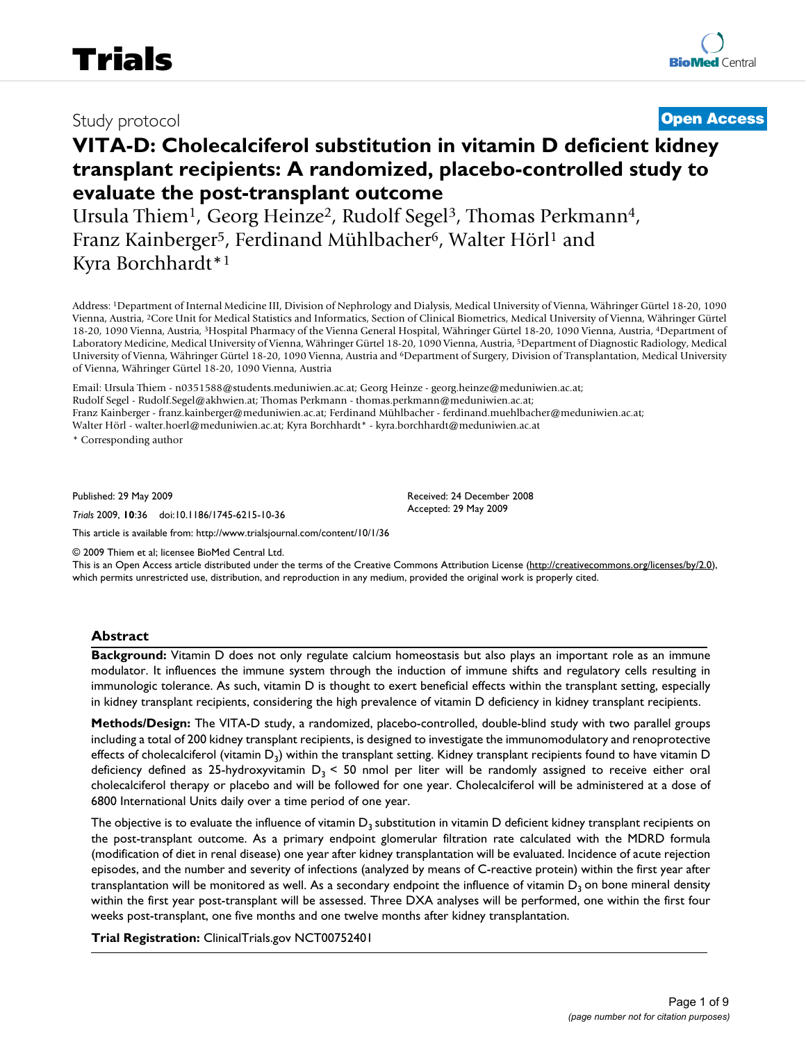Study protocol **Open Access**

# VITA-D: Cholecalciferol substitution in vitamin D deficient kidney transplant recipients: A randomized, placebo-controlled study to evaluate the post-transplant outcome

Ursula Thiem[1], Georg Heinze[2], Rudolf Segel[3], Thomas Perkmann[4], Franz Kainberger[5], Ferdinand Mühlbacher[6], Walter Hörl[1] and Kyra Borchhardt*[1]

Address: [1]Department of Internal Medicine III, Division of Nephrology and Dialysis, Medical University of Vienna, Währinger Gürtel 18-20, 1090 Vienna, Austria, [2]Core Unit for Medical Statistics and Informatics, Section of Clinical Biometrics, Medical University of Vienna, Währinger Gürtel 18-20, 1090 Vienna, Austria, [3]Hospital Pharmacy of the Vienna General Hospital, Währinger Gürtel 18-20, 1090 Vienna, Austria, [4]Department of Laboratory Medicine, Medical University of Vienna, Währinger Gürtel 18-20, 1090 Vienna, Austria, [5]Department of Diagnostic Radiology, Medical University of Vienna, Währinger Gürtel 18-20, 1090 Vienna, Austria and [6]Department of Surgery, Division of Transplantation, Medical University of Vienna, Währinger Gürtel 18-20, 1090 Vienna, Austria

Email: Ursula Thiem - n0351588@students.meduniwien.ac.at; Georg Heinze - georg.heinze@meduniwien.ac.at; Rudolf Segel - Rudolf.Segel@akhwien.at; Thomas Perkmann - thomas.perkmann@meduniwien.ac.at; Franz Kainberger - franz.kainberger@meduniwien.ac.at; Ferdinand Mühlbacher - ferdinand.muehlbacher@meduniwien.ac.at; Walter Hörl - walter.hoerl@meduniwien.ac.at; Kyra Borchhardt* - kyra.borchhardt@meduniwien.ac.at

* Corresponding author

Published: 29 May 2009

*Trials* 2009, **10**:36 doi:10.1186/1745-6215-10-36

Received: 24 December 2008
Accepted: 29 May 2009

This article is available from: http://www.trialsjournal.com/content/10/1/36

© 2009 Thiem et al; licensee BioMed Central Ltd.
This is an Open Access article distributed under the terms of the Creative Commons Attribution License (http://creativecommons.org/licenses/by/2.0), which permits unrestricted use, distribution, and reproduction in any medium, provided the original work is properly cited.

## Abstract

**Background:** Vitamin D does not only regulate calcium homeostasis but also plays an important role as an immune modulator. It influences the immune system through the induction of immune shifts and regulatory cells resulting in immunologic tolerance. As such, vitamin D is thought to exert beneficial effects within the transplant setting, especially in kidney transplant recipients, considering the high prevalence of vitamin D deficiency in kidney transplant recipients.

**Methods/Design:** The VITA-D study, a randomized, placebo-controlled, double-blind study with two parallel groups including a total of 200 kidney transplant recipients, is designed to investigate the immunomodulatory and renoprotective effects of cholecalciferol (vitamin $D_3$) within the transplant setting. Kidney transplant recipients found to have vitamin D deficiency defined as 25-hydroxyvitamin $D_3$ < 50 nmol per liter will be randomly assigned to receive either oral cholecalciferol therapy or placebo and will be followed for one year. Cholecalciferol will be administered at a dose of 6800 International Units daily over a time period of one year.

The objective is to evaluate the influence of vitamin $D_3$ substitution in vitamin D deficient kidney transplant recipients on the post-transplant outcome. As a primary endpoint glomerular filtration rate calculated with the MDRD formula (modification of diet in renal disease) one year after kidney transplantation will be evaluated. Incidence of acute rejection episodes, and the number and severity of infections (analyzed by means of C-reactive protein) within the first year after transplantation will be monitored as well. As a secondary endpoint the influence of vitamin $D_3$ on bone mineral density within the first year post-transplant will be assessed. Three DXA analyses will be performed, one within the first four weeks post-transplant, one five months and one twelve months after kidney transplantation.

**Trial Registration:** ClinicalTrials.gov NCT00752401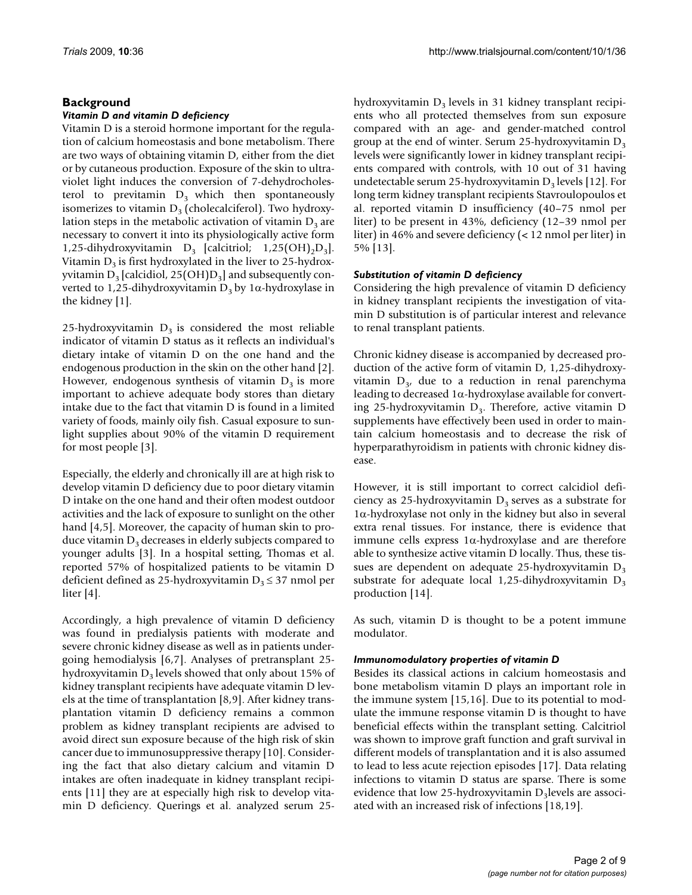## Background

### *Vitamin D and vitamin D deficiency*

Vitamin D is a steroid hormone important for the regulation of calcium homeostasis and bone metabolism. There are two ways of obtaining vitamin D, either from the diet or by cutaneous production. Exposure of the skin to ultraviolet light induces the conversion of 7-dehydrocholesterol to previtamin $D_3$ which then spontaneously isomerizes to vitamin $D_3$ (cholecalciferol). Two hydroxylation steps in the metabolic activation of vitamin $D_3$ are necessary to convert it into its physiologically active form 1,25-dihydroxyvitamin $D_3$ [calcitriol; $1,25(OH)_2D_3$]. Vitamin $D_3$ is first hydroxylated in the liver to 25-hydroxyvitamin $D_3$ [calcidiol, $25(OH)D_3$] and subsequently converted to 1,25-dihydroxyvitamin $D_3$ by 1α-hydroxylase in the kidney [1].

25-hydroxyvitamin $D_3$ is considered the most reliable indicator of vitamin D status as it reflects an individual's dietary intake of vitamin D on the one hand and the endogenous production in the skin on the other hand [2]. However, endogenous synthesis of vitamin $D_3$ is more important to achieve adequate body stores than dietary intake due to the fact that vitamin D is found in a limited variety of foods, mainly oily fish. Casual exposure to sunlight supplies about 90% of the vitamin D requirement for most people [3].

Especially, the elderly and chronically ill are at high risk to develop vitamin D deficiency due to poor dietary vitamin D intake on the one hand and their often modest outdoor activities and the lack of exposure to sunlight on the other hand [4,5]. Moreover, the capacity of human skin to produce vitamin $D_3$ decreases in elderly subjects compared to younger adults [3]. In a hospital setting, Thomas et al. reported 57% of hospitalized patients to be vitamin D deficient defined as 25-hydroxyvitamin $D_3 \leq 37$ nmol per liter [4].

Accordingly, a high prevalence of vitamin D deficiency was found in predialysis patients with moderate and severe chronic kidney disease as well as in patients undergoing hemodialysis [6,7]. Analyses of pretransplant 25-hydroxyvitamin $D_3$ levels showed that only about 15% of kidney transplant recipients have adequate vitamin D levels at the time of transplantation [8,9]. After kidney transplantation vitamin D deficiency remains a common problem as kidney transplant recipients are advised to avoid direct sun exposure because of the high risk of skin cancer due to immunosuppressive therapy [10]. Considering the fact that also dietary calcium and vitamin D intakes are often inadequate in kidney transplant recipients [11] they are at especially high risk to develop vitamin D deficiency. Querings et al. analyzed serum 25-hydroxyvitamin $D_3$ levels in 31 kidney transplant recipients who all protected themselves from sun exposure compared with an age- and gender-matched control group at the end of winter. Serum 25-hydroxyvitamin $D_3$ levels were significantly lower in kidney transplant recipients compared with controls, with 10 out of 31 having undetectable serum 25-hydroxyvitamin $D_3$ levels [12]. For long term kidney transplant recipients Stavroulopoulos et al. reported vitamin D insufficiency (40–75 nmol per liter) to be present in 43%, deficiency (12–39 nmol per liter) in 46% and severe deficiency (< 12 nmol per liter) in 5% [13].

### *Substitution of vitamin D deficiency*

Considering the high prevalence of vitamin D deficiency in kidney transplant recipients the investigation of vitamin D substitution is of particular interest and relevance to renal transplant patients.

Chronic kidney disease is accompanied by decreased production of the active form of vitamin D, 1,25-dihydroxyvitamin $D_3$, due to a reduction in renal parenchyma leading to decreased 1α-hydroxylase available for converting 25-hydroxyvitamin $D_3$. Therefore, active vitamin D supplements have effectively been used in order to maintain calcium homeostasis and to decrease the risk of hyperparathyroidism in patients with chronic kidney disease.

However, it is still important to correct calcidiol deficiency as 25-hydroxyvitamin $D_3$ serves as a substrate for 1α-hydroxylase not only in the kidney but also in several extra renal tissues. For instance, there is evidence that immune cells express 1α-hydroxylase and are therefore able to synthesize active vitamin D locally. Thus, these tissues are dependent on adequate 25-hydroxyvitamin $D_3$ substrate for adequate local 1,25-dihydroxyvitamin $D_3$ production [14].

As such, vitamin D is thought to be a potent immune modulator.

### *Immunomodulatory properties of vitamin D*

Besides its classical actions in calcium homeostasis and bone metabolism vitamin D plays an important role in the immune system [15,16]. Due to its potential to modulate the immune response vitamin D is thought to have beneficial effects within the transplant setting. Calcitriol was shown to improve graft function and graft survival in different models of transplantation and it is also assumed to lead to less acute rejection episodes [17]. Data relating infections to vitamin D status are sparse. There is some evidence that low 25-hydroxyvitamin $D_3$levels are associated with an increased risk of infections [18,19].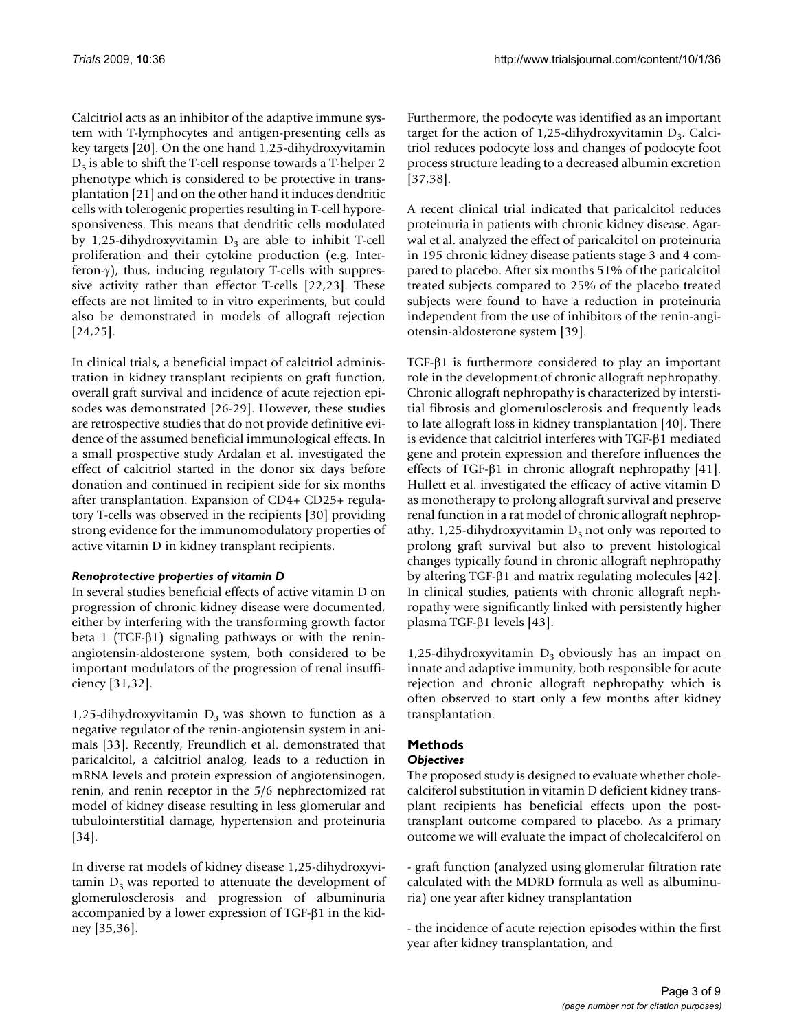Calcitriol acts as an inhibitor of the adaptive immune system with T-lymphocytes and antigen-presenting cells as key targets [20]. On the one hand 1,25-dihydroxyvitamin $D_3$ is able to shift the T-cell response towards a T-helper 2 phenotype which is considered to be protective in transplantation [21] and on the other hand it induces dendritic cells with tolerogenic properties resulting in T-cell hyporesponsiveness. This means that dendritic cells modulated by 1,25-dihydroxyvitamin $D_3$ are able to inhibit T-cell proliferation and their cytokine production (e.g. Interferon-$\gamma$), thus, inducing regulatory T-cells with suppressive activity rather than effector T-cells [22,23]. These effects are not limited to in vitro experiments, but could also be demonstrated in models of allograft rejection [24,25].

In clinical trials, a beneficial impact of calcitriol administration in kidney transplant recipients on graft function, overall graft survival and incidence of acute rejection episodes was demonstrated [26-29]. However, these studies are retrospective studies that do not provide definitive evidence of the assumed beneficial immunological effects. In a small prospective study Ardalan et al. investigated the effect of calcitriol started in the donor six days before donation and continued in recipient side for six months after transplantation. Expansion of CD4+ CD25+ regulatory T-cells was observed in the recipients [30] providing strong evidence for the immunomodulatory properties of active vitamin D in kidney transplant recipients.

### *Renoprotective properties of vitamin D*

In several studies beneficial effects of active vitamin D on progression of chronic kidney disease were documented, either by interfering with the transforming growth factor beta 1 (TGF-$\beta$1) signaling pathways or with the renin-angiotensin-aldosterone system, both considered to be important modulators of the progression of renal insufficiency [31,32].

1,25-dihydroxyvitamin $D_3$ was shown to function as a negative regulator of the renin-angiotensin system in animals [33]. Recently, Freundlich et al. demonstrated that paricalcitol, a calcitriol analog, leads to a reduction in mRNA levels and protein expression of angiotensinogen, renin, and renin receptor in the 5/6 nephrectomized rat model of kidney disease resulting in less glomerular and tubulointerstitial damage, hypertension and proteinuria [34].

In diverse rat models of kidney disease 1,25-dihydroxyvitamin $D_3$ was reported to attenuate the development of glomerulosclerosis and progression of albuminuria accompanied by a lower expression of TGF-$\beta$1 in the kidney [35,36].

Furthermore, the podocyte was identified as an important target for the action of 1,25-dihydroxyvitamin $D_3$. Calcitriol reduces podocyte loss and changes of podocyte foot process structure leading to a decreased albumin excretion [37,38].

A recent clinical trial indicated that paricalcitol reduces proteinuria in patients with chronic kidney disease. Agarwal et al. analyzed the effect of paricalcitol on proteinuria in 195 chronic kidney disease patients stage 3 and 4 compared to placebo. After six months 51% of the paricalcitol treated subjects compared to 25% of the placebo treated subjects were found to have a reduction in proteinuria independent from the use of inhibitors of the renin-angiotensin-aldosterone system [39].

TGF-$\beta$1 is furthermore considered to play an important role in the development of chronic allograft nephropathy. Chronic allograft nephropathy is characterized by interstitial fibrosis and glomerulosclerosis and frequently leads to late allograft loss in kidney transplantation [40]. There is evidence that calcitriol interferes with TGF-$\beta$1 mediated gene and protein expression and therefore influences the effects of TGF-$\beta$1 in chronic allograft nephropathy [41]. Hullett et al. investigated the efficacy of active vitamin D as monotherapy to prolong allograft survival and preserve renal function in a rat model of chronic allograft nephropathy. 1,25-dihydroxyvitamin $D_3$ not only was reported to prolong graft survival but also to prevent histological changes typically found in chronic allograft nephropathy by altering TGF-$\beta$1 and matrix regulating molecules [42]. In clinical studies, patients with chronic allograft nephropathy were significantly linked with persistently higher plasma TGF-$\beta$1 levels [43].

1,25-dihydroxyvitamin $D_3$ obviously has an impact on innate and adaptive immunity, both responsible for acute rejection and chronic allograft nephropathy which is often observed to start only a few months after kidney transplantation.

## Methods

### *Objectives*

The proposed study is designed to evaluate whether cholecalciferol substitution in vitamin D deficient kidney transplant recipients has beneficial effects upon the post-transplant outcome compared to placebo. As a primary outcome we will evaluate the impact of cholecalciferol on

- graft function (analyzed using glomerular filtration rate calculated with the MDRD formula as well as albuminuria) one year after kidney transplantation

- the incidence of acute rejection episodes within the first year after kidney transplantation, and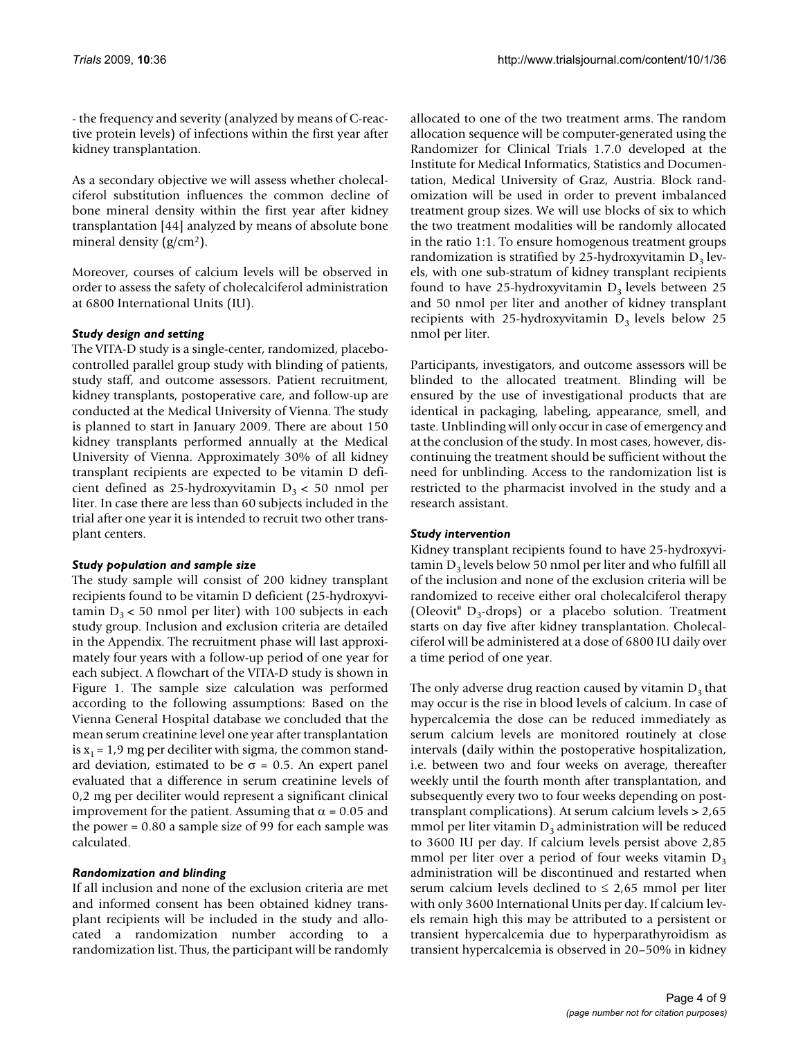- the frequency and severity (analyzed by means of C-reactive protein levels) of infections within the first year after kidney transplantation.

As a secondary objective we will assess whether cholecalciferol substitution influences the common decline of bone mineral density within the first year after kidney transplantation [44] analyzed by means of absolute bone mineral density (g/cm$^2$).

Moreover, courses of calcium levels will be observed in order to assess the safety of cholecalciferol administration at 6800 International Units (IU).

### *Study design and setting*

The VITA-D study is a single-center, randomized, placebo-controlled parallel group study with blinding of patients, study staff, and outcome assessors. Patient recruitment, kidney transplants, postoperative care, and follow-up are conducted at the Medical University of Vienna. The study is planned to start in January 2009. There are about 150 kidney transplants performed annually at the Medical University of Vienna. Approximately 30% of all kidney transplant recipients are expected to be vitamin D deficient defined as 25-hydroxyvitamin $D_3$ < 50 nmol per liter. In case there are less than 60 subjects included in the trial after one year it is intended to recruit two other transplant centers.

### *Study population and sample size*

The study sample will consist of 200 kidney transplant recipients found to be vitamin D deficient (25-hydroxyvitamin $D_3$ < 50 nmol per liter) with 100 subjects in each study group. Inclusion and exclusion criteria are detailed in the Appendix. The recruitment phase will last approximately four years with a follow-up period of one year for each subject. A flowchart of the VITA-D study is shown in Figure 1. The sample size calculation was performed according to the following assumptions: Based on the Vienna General Hospital database we concluded that the mean serum creatinine level one year after transplantation is $x_1 = 1{,}9$ mg per deciliter with sigma, the common standard deviation, estimated to be $\sigma = 0.5$. An expert panel evaluated that a difference in serum creatinine levels of 0,2 mg per deciliter would represent a significant clinical improvement for the patient. Assuming that $\alpha = 0.05$ and the power = 0.80 a sample size of 99 for each sample was calculated.

### *Randomization and blinding*

If all inclusion and none of the exclusion criteria are met and informed consent has been obtained kidney transplant recipients will be included in the study and allocated a randomization number according to a randomization list. Thus, the participant will be randomly allocated to one of the two treatment arms. The random allocation sequence will be computer-generated using the Randomizer for Clinical Trials 1.7.0 developed at the Institute for Medical Informatics, Statistics and Documentation, Medical University of Graz, Austria. Block randomization will be used in order to prevent imbalanced treatment group sizes. We will use blocks of six to which the two treatment modalities will be randomly allocated in the ratio 1:1. To ensure homogenous treatment groups randomization is stratified by 25-hydroxyvitamin $D_3$ levels, with one sub-stratum of kidney transplant recipients found to have 25-hydroxyvitamin $D_3$ levels between 25 and 50 nmol per liter and another of kidney transplant recipients with 25-hydroxyvitamin $D_3$ levels below 25 nmol per liter.

Participants, investigators, and outcome assessors will be blinded to the allocated treatment. Blinding will be ensured by the use of investigational products that are identical in packaging, labeling, appearance, smell, and taste. Unblinding will only occur in case of emergency and at the conclusion of the study. In most cases, however, discontinuing the treatment should be sufficient without the need for unblinding. Access to the randomization list is restricted to the pharmacist involved in the study and a research assistant.

### *Study intervention*

Kidney transplant recipients found to have 25-hydroxyvitamin $D_3$ levels below 50 nmol per liter and who fulfill all of the inclusion and none of the exclusion criteria will be randomized to receive either oral cholecalciferol therapy (Oleovit® $D_3$-drops) or a placebo solution. Treatment starts on day five after kidney transplantation. Cholecalciferol will be administered at a dose of 6800 IU daily over a time period of one year.

The only adverse drug reaction caused by vitamin $D_3$ that may occur is the rise in blood levels of calcium. In case of hypercalcemia the dose can be reduced immediately as serum calcium levels are monitored routinely at close intervals (daily within the postoperative hospitalization, i.e. between two and four weeks on average, thereafter weekly until the fourth month after transplantation, and subsequently every two to four weeks depending on post-transplant complications). At serum calcium levels > 2,65 mmol per liter vitamin $D_3$ administration will be reduced to 3600 IU per day. If calcium levels persist above 2,85 mmol per liter over a period of four weeks vitamin $D_3$ administration will be discontinued and restarted when serum calcium levels declined to ≤ 2,65 mmol per liter with only 3600 International Units per day. If calcium levels remain high this may be attributed to a persistent or transient hypercalcemia due to hyperparathyroidism as transient hypercalcemia is observed in 20–50% in kidney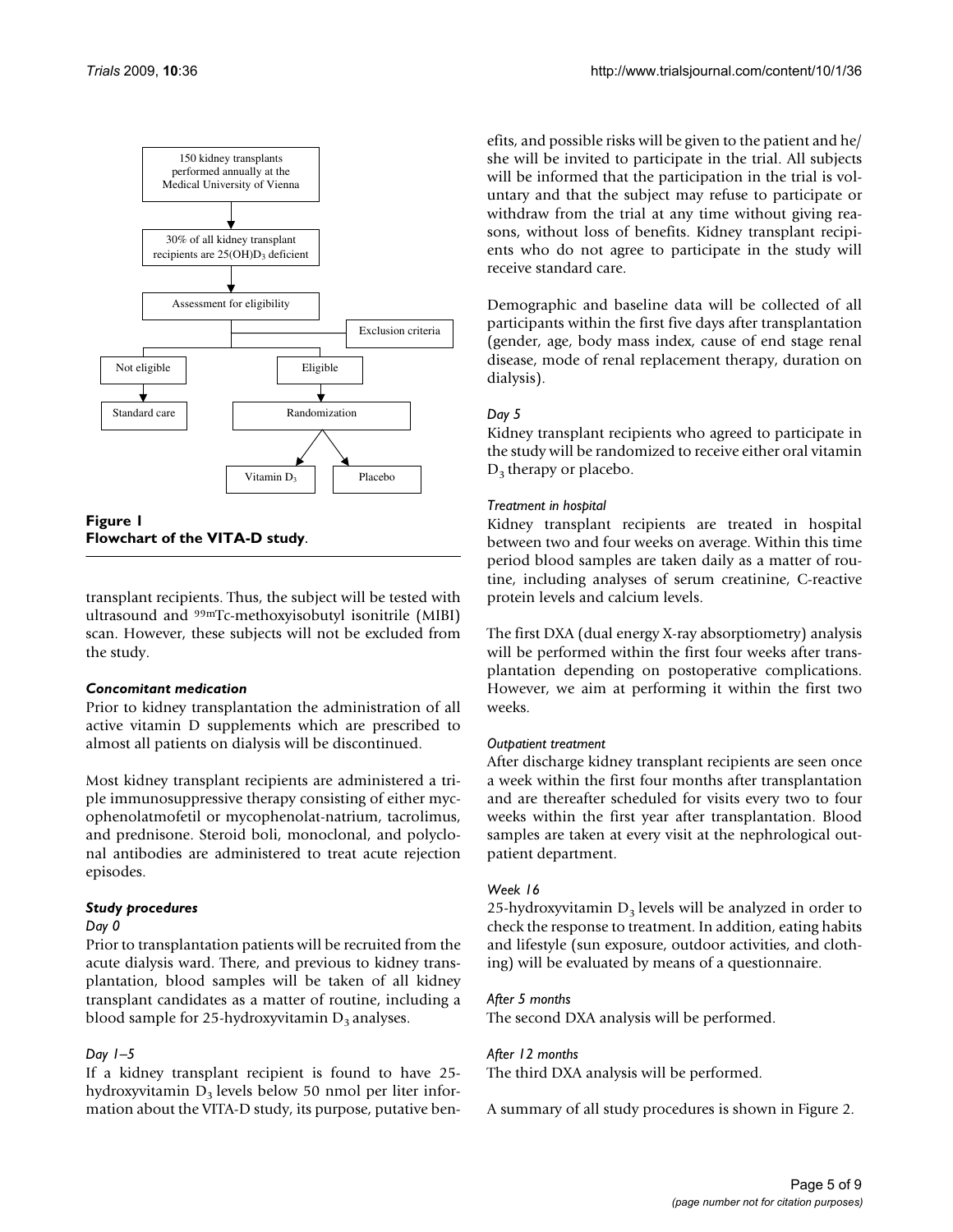150 kidney transplants performed annually at the Medical University of Vienna

30% of all kidney transplant recipients are $25(OH)D_3$ deficient

Assessment for eligibility

Exclusion criteria

Not eligible

Eligible

Standard care

Randomization

Vitamin $D_3$

Placebo

**Figure 1**
**Flowchart of the VITA-D study**.

transplant recipients. Thus, the subject will be tested with ultrasound and $^{99m}$Tc-methoxyisobutyl isonitrile (MIBI) scan. However, these subjects will not be excluded from the study.

### *Concomitant medication*

Prior to kidney transplantation the administration of all active vitamin D supplements which are prescribed to almost all patients on dialysis will be discontinued.

Most kidney transplant recipients are administered a triple immunosuppressive therapy consisting of either mycophenolatmofetil or mycophenolat-natrium, tacrolimus, and prednisone. Steroid boli, monoclonal, and polyclonal antibodies are administered to treat acute rejection episodes.

### *Study procedures*

*Day 0*

Prior to transplantation patients will be recruited from the acute dialysis ward. There, and previous to kidney transplantation, blood samples will be taken of all kidney transplant candidates as a matter of routine, including a blood sample for 25-hydroxyvitamin $D_3$ analyses.

*Day 1–5*

If a kidney transplant recipient is found to have 25-hydroxyvitamin $D_3$ levels below 50 nmol per liter information about the VITA-D study, its purpose, putative benefits, and possible risks will be given to the patient and he/she will be invited to participate in the trial. All subjects will be informed that the participation in the trial is voluntary and that the subject may refuse to participate or withdraw from the trial at any time without giving reasons, without loss of benefits. Kidney transplant recipients who do not agree to participate in the study will receive standard care.

Demographic and baseline data will be collected of all participants within the first five days after transplantation (gender, age, body mass index, cause of end stage renal disease, mode of renal replacement therapy, duration on dialysis).

*Day 5*

Kidney transplant recipients who agreed to participate in the study will be randomized to receive either oral vitamin $D_3$ therapy or placebo.

*Treatment in hospital*

Kidney transplant recipients are treated in hospital between two and four weeks on average. Within this time period blood samples are taken daily as a matter of routine, including analyses of serum creatinine, C-reactive protein levels and calcium levels.

The first DXA (dual energy X-ray absorptiometry) analysis will be performed within the first four weeks after transplantation depending on postoperative complications. However, we aim at performing it within the first two weeks.

*Outpatient treatment*

After discharge kidney transplant recipients are seen once a week within the first four months after transplantation and are thereafter scheduled for visits every two to four weeks within the first year after transplantation. Blood samples are taken at every visit at the nephrological outpatient department.

*Week 16*

25-hydroxyvitamin $D_3$ levels will be analyzed in order to check the response to treatment. In addition, eating habits and lifestyle (sun exposure, outdoor activities, and clothing) will be evaluated by means of a questionnaire.

*After 5 months*

The second DXA analysis will be performed.

*After 12 months*

The third DXA analysis will be performed.

A summary of all study procedures is shown in Figure 2.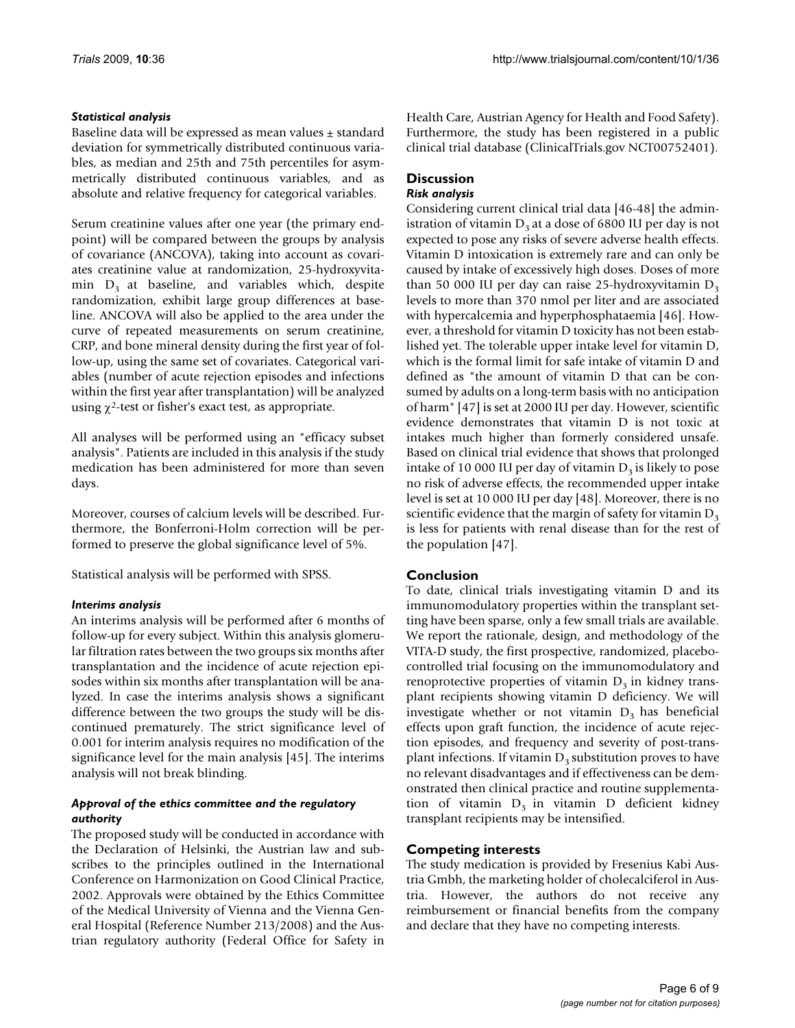### *Statistical analysis*

Baseline data will be expressed as mean values ± standard deviation for symmetrically distributed continuous variables, as median and 25th and 75th percentiles for asymmetrically distributed continuous variables, and as absolute and relative frequency for categorical variables.

Serum creatinine values after one year (the primary endpoint) will be compared between the groups by analysis of covariance (ANCOVA), taking into account as covariates creatinine value at randomization, 25-hydroxyvitamin $D_3$ at baseline, and variables which, despite randomization, exhibit large group differences at baseline. ANCOVA will also be applied to the area under the curve of repeated measurements on serum creatinine, CRP, and bone mineral density during the first year of follow-up, using the same set of covariates. Categorical variables (number of acute rejection episodes and infections within the first year after transplantation) will be analyzed using $\chi^2$-test or fisher's exact test, as appropriate.

All analyses will be performed using an "efficacy subset analysis". Patients are included in this analysis if the study medication has been administered for more than seven days.

Moreover, courses of calcium levels will be described. Furthermore, the Bonferroni-Holm correction will be performed to preserve the global significance level of 5%.

Statistical analysis will be performed with SPSS.

### *Interims analysis*

An interims analysis will be performed after 6 months of follow-up for every subject. Within this analysis glomerular filtration rates between the two groups six months after transplantation and the incidence of acute rejection episodes within six months after transplantation will be analyzed. In case the interims analysis shows a significant difference between the two groups the study will be discontinued prematurely. The strict significance level of 0.001 for interim analysis requires no modification of the significance level for the main analysis [45]. The interims analysis will not break blinding.

### *Approval of the ethics committee and the regulatory authority*

The proposed study will be conducted in accordance with the Declaration of Helsinki, the Austrian law and subscribes to the principles outlined in the International Conference on Harmonization on Good Clinical Practice, 2002. Approvals were obtained by the Ethics Committee of the Medical University of Vienna and the Vienna General Hospital (Reference Number 213/2008) and the Austrian regulatory authority (Federal Office for Safety in Health Care, Austrian Agency for Health and Food Safety). Furthermore, the study has been registered in a public clinical trial database (ClinicalTrials.gov NCT00752401).

## Discussion

### *Risk analysis*

Considering current clinical trial data [46-48] the administration of vitamin $D_3$ at a dose of 6800 IU per day is not expected to pose any risks of severe adverse health effects. Vitamin D intoxication is extremely rare and can only be caused by intake of excessively high doses. Doses of more than 50 000 IU per day can raise 25-hydroxyvitamin $D_3$ levels to more than 370 nmol per liter and are associated with hypercalcemia and hyperphosphataemia [46]. However, a threshold for vitamin D toxicity has not been established yet. The tolerable upper intake level for vitamin D, which is the formal limit for safe intake of vitamin D and defined as "the amount of vitamin D that can be consumed by adults on a long-term basis with no anticipation of harm" [47] is set at 2000 IU per day. However, scientific evidence demonstrates that vitamin D is not toxic at intakes much higher than formerly considered unsafe. Based on clinical trial evidence that shows that prolonged intake of 10 000 IU per day of vitamin $D_3$ is likely to pose no risk of adverse effects, the recommended upper intake level is set at 10 000 IU per day [48]. Moreover, there is no scientific evidence that the margin of safety for vitamin $D_3$ is less for patients with renal disease than for the rest of the population [47].

## Conclusion

To date, clinical trials investigating vitamin D and its immunomodulatory properties within the transplant setting have been sparse, only a few small trials are available. We report the rationale, design, and methodology of the VITA-D study, the first prospective, randomized, placebo-controlled trial focusing on the immunomodulatory and renoprotective properties of vitamin $D_3$ in kidney transplant recipients showing vitamin D deficiency. We will investigate whether or not vitamin $D_3$ has beneficial effects upon graft function, the incidence of acute rejection episodes, and frequency and severity of post-transplant infections. If vitamin $D_3$ substitution proves to have no relevant disadvantages and if effectiveness can be demonstrated then clinical practice and routine supplementation of vitamin $D_3$ in vitamin D deficient kidney transplant recipients may be intensified.

## Competing interests

The study medication is provided by Fresenius Kabi Austria Gmbh, the marketing holder of cholecalciferol in Austria. However, the authors do not receive any reimbursement or financial benefits from the company and declare that they have no competing interests.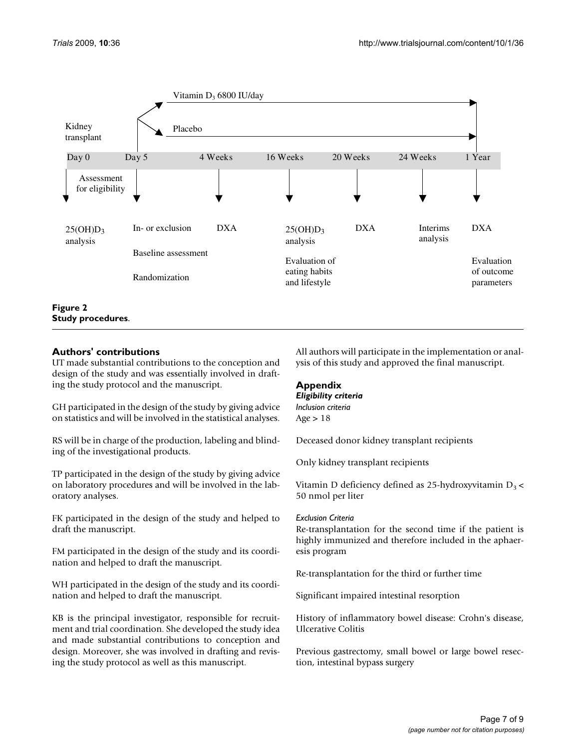Vitamin $D_3$ 6800 IU/day

Placebo

Kidney transplant

Day 0 | Day 5 | 4 Weeks | 16 Weeks | 20 Weeks | 24 Weeks | 1 Year

Assessment for eligibility

- Day 0: $25(OH)D_3$ analysis
- Day 5: In- or exclusion; Baseline assessment; Randomization
- 4 Weeks: DXA
- 16 Weeks: $25(OH)D_3$ analysis; Evaluation of eating habits and lifestyle
- 20 Weeks: DXA
- 24 Weeks: Interims analysis
- 1 Year: DXA; Evaluation of outcome parameters

**Figure 2**
**Study procedures**.

## Authors' contributions

UT made substantial contributions to the conception and design of the study and was essentially involved in drafting the study protocol and the manuscript.

GH participated in the design of the study by giving advice on statistics and will be involved in the statistical analyses.

RS will be in charge of the production, labeling and blinding of the investigational products.

TP participated in the design of the study by giving advice on laboratory procedures and will be involved in the laboratory analyses.

FK participated in the design of the study and helped to draft the manuscript.

FM participated in the design of the study and its coordination and helped to draft the manuscript.

WH participated in the design of the study and its coordination and helped to draft the manuscript.

KB is the principal investigator, responsible for recruitment and trial coordination. She developed the study idea and made substantial contributions to conception and design. Moreover, she was involved in drafting and revising the study protocol as well as this manuscript.

All authors will participate in the implementation or analysis of this study and approved the final manuscript.

## Appendix

### *Eligibility criteria*

#### *Inclusion criteria*

Age > 18

Deceased donor kidney transplant recipients

Only kidney transplant recipients

Vitamin D deficiency defined as 25-hydroxyvitamin $D_3$ < 50 nmol per liter

#### *Exclusion Criteria*

Re-transplantation for the second time if the patient is highly immunized and therefore included in the aphaeresis program

Re-transplantation for the third or further time

Significant impaired intestinal resorption

History of inflammatory bowel disease: Crohn's disease, Ulcerative Colitis

Previous gastrectomy, small bowel or large bowel resection, intestinal bypass surgery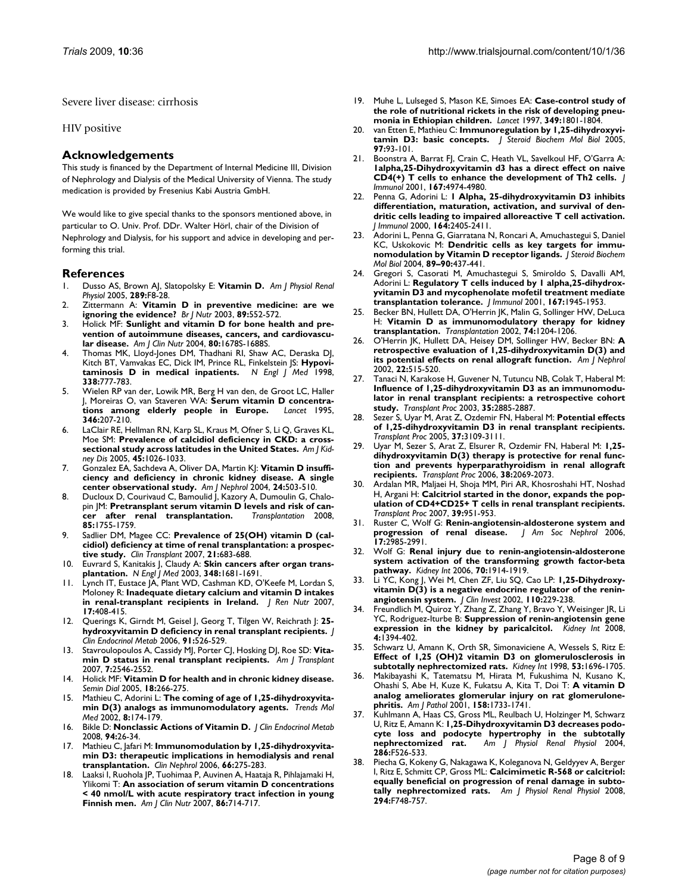Severe liver disease: cirrhosis

HIV positive

## Acknowledgements

This study is financed by the Department of Internal Medicine III, Division of Nephrology and Dialysis of the Medical University of Vienna. The study medication is provided by Fresenius Kabi Austria GmbH.

We would like to give special thanks to the sponsors mentioned above, in particular to O. Univ. Prof. DDr. Walter Hörl, chair of the Division of Nephrology and Dialysis, for his support and advice in developing and performing this trial.

## References

1. Dusso AS, Brown AJ, Slatopolsky E: **Vitamin D.** *Am J Physiol Renal Physiol* 2005, **289:**F8-28.
2. Zittermann A: **Vitamin D in preventive medicine: are we ignoring the evidence?** *Br J Nutr* 2003, **89:**552-572.
3. Holick MF: **Sunlight and vitamin D for bone health and prevention of autoimmune diseases, cancers, and cardiovascular disease.** *Am J Clin Nutr* 2004, **80:**1678S-1688S.
4. Thomas MK, Lloyd-Jones DM, Thadhani RI, Shaw AC, Deraska DJ, Kitch BT, Vamvakas EC, Dick IM, Prince RL, Finkelstein JS: **Hypovitaminosis D in medical inpatients.** *N Engl J Med* 1998, **338:**777-783.
5. Wielen RP van der, Lowik MR, Berg H van den, de Groot LC, Haller J, Moreiras O, van Staveren WA: **Serum vitamin D concentrations among elderly people in Europe.** *Lancet* 1995, **346:**207-210.
6. LaClair RE, Hellman RN, Karp SL, Kraus M, Ofner S, Li Q, Graves KL, Moe SM: **Prevalence of calcidiol deficiency in CKD: a cross-sectional study across latitudes in the United States.** *Am J Kidney Dis* 2005, **45:**1026-1033.
7. Gonzalez EA, Sachdeva A, Oliver DA, Martin KJ: **Vitamin D insufficiency and deficiency in chronic kidney disease. A single center observational study.** *Am J Nephrol* 2004, **24:**503-510.
8. Ducloux D, Courivaud C, Bamoulid J, Kazory A, Dumoulin G, Chalopin JM: **Pretransplant serum vitamin D levels and risk of cancer after renal transplantation.** *Transplantation* 2008, **85:**1755-1759.
9. Sadlier DM, Magee CC: **Prevalence of 25(OH) vitamin D (calcidiol) deficiency at time of renal transplantation: a prospective study.** *Clin Transplant* 2007, **21:**683-688.
10. Euvrard S, Kanitakis J, Claudy A: **Skin cancers after organ transplantation.** *N Engl J Med* 2003, **348:**1681-1691.
11. Lynch IT, Eustace JA, Plant WD, Cashman KD, O'Keefe M, Lordan S, Moloney R: **Inadequate dietary calcium and vitamin D intakes in renal-transplant recipients in Ireland.** *J Ren Nutr* 2007, **17:**408-415.
12. Querings K, Girndt M, Geisel J, Georg T, Tilgen W, Reichrath J: **25-hydroxyvitamin D deficiency in renal transplant recipients.** *J Clin Endocrinol Metab* 2006, **91:**526-529.
13. Stavroulopoulos A, Cassidy MJ, Porter CJ, Hosking DJ, Roe SD: **Vitamin D status in renal transplant recipients.** *Am J Transplant* 2007, **7:**2546-2552.
14. Holick MF: **Vitamin D for health and in chronic kidney disease.** *Semin Dial* 2005, **18:**266-275.
15. Mathieu C, Adorini L: **The coming of age of 1,25-dihydroxyvitamin D(3) analogs as immunomodulatory agents.** *Trends Mol Med* 2002, **8:**174-179.
16. Bikle D: **Nonclassic Actions of Vitamin D.** *J Clin Endocrinol Metab* 2008, **94:**26-34.
17. Mathieu C, Jafari M: **Immunomodulation by 1,25-dihydroxyvitamin D3: therapeutic implications in hemodialysis and renal transplantation.** *Clin Nephrol* 2006, **66:**275-283.
18. Laaksi I, Ruohola JP, Tuohimaa P, Auvinen A, Haataja R, Pihlajamaki H, Ylikomi T: **An association of serum vitamin D concentrations < 40 nmol/L with acute respiratory tract infection in young Finnish men.** *Am J Clin Nutr* 2007, **86:**714-717.
19. Muhe L, Lulseged S, Mason KE, Simoes EA: **Case-control study of the role of nutritional rickets in the risk of developing pneumonia in Ethiopian children.** *Lancet* 1997, **349:**1801-1804.
20. van Etten E, Mathieu C: **Immunoregulation by 1,25-dihydroxyvitamin D3: basic concepts.** *J Steroid Biochem Mol Biol* 2005, **97:**93-101.
21. Boonstra A, Barrat FJ, Crain C, Heath VL, Savelkoul HF, O'Garra A: **1alpha,25-Dihydroxyvitamin d3 has a direct effect on naive CD4(+) T cells to enhance the development of Th2 cells.** *J Immunol* 2001, **167:**4974-4980.
22. Penna G, Adorini L: **1 Alpha, 25-dihydroxyvitamin D3 inhibits differentiation, maturation, activation, and survival of dendritic cells leading to impaired alloreactive T cell activation.** *J Immunol* 2000, **164:**2405-2411.
23. Adorini L, Penna G, Giarratana N, Roncari A, Amuchastegui S, Daniel KC, Uskokovic M: **Dendritic cells as key targets for immunomodulation by Vitamin D receptor ligands.** *J Steroid Biochem Mol Biol* 2004, **89–90:**437-441.
24. Gregori S, Casorati M, Amuchastegui S, Smiroldo S, Davalli AM, Adorini L: **Regulatory T cells induced by 1 alpha,25-dihydroxyvitamin D3 and mycophenolate mofetil treatment mediate transplantation tolerance.** *J Immunol* 2001, **167:**1945-1953.
25. Becker BN, Hullett DA, O'Herrin JK, Malin G, Sollinger HW, DeLuca H: **Vitamin D as immunomodulatory therapy for kidney transplantation.** *Transplantation* 2002, **74:**1204-1206.
26. O'Herrin JK, Hullett DA, Heisey DM, Sollinger HW, Becker BN: **A retrospective evaluation of 1,25-dihydroxyvitamin D(3) and its potential effects on renal allograft function.** *Am J Nephrol* 2002, **22:**515-520.
27. Tanaci N, Karakose H, Guvener N, Tutuncu NB, Colak T, Haberal M: **Influence of 1,25-dihydroxyvitamin D3 as an immunomodulator in renal transplant recipients: a retrospective cohort study.** *Transplant Proc* 2003, **35:**2885-2887.
28. Sezer S, Uyar M, Arat Z, Ozdemir FN, Haberal M: **Potential effects of 1,25-dihydroxyvitamin D3 in renal transplant recipients.** *Transplant Proc* 2005, **37:**3109-3111.
29. Uyar M, Sezer S, Arat Z, Elsurer R, Ozdemir FN, Haberal M: **1,25-dihydroxyvitamin D(3) therapy is protective for renal function and prevents hyperparathyroidism in renal allograft recipients.** *Transplant Proc* 2006, **38:**2069-2073.
30. Ardalan MR, Maljaei H, Shoja MM, Piri AR, Khosroshahi HT, Noshad H, Argani H: **Calcitriol started in the donor, expands the population of CD4+CD25+ T cells in renal transplant recipients.** *Transplant Proc* 2007, **39:**951-953.
31. Ruster C, Wolf G: **Renin-angiotensin-aldosterone system and progression of renal disease.** *J Am Soc Nephrol* 2006, **17:**2985-2991.
32. Wolf G: **Renal injury due to renin-angiotensin-aldosterone system activation of the transforming growth factor-beta pathway.** *Kidney Int* 2006, **70:**1914-1919.
33. Li YC, Kong J, Wei M, Chen ZF, Liu SQ, Cao LP: **1,25-Dihydroxyvitamin D(3) is a negative endocrine regulator of the renin-angiotensin system.** *J Clin Invest* 2002, **110:**229-238.
34. Freundlich M, Quiroz Y, Zhang Z, Zhang Y, Bravo Y, Weisinger JR, Li YC, Rodriguez-Iturbe B: **Suppression of renin-angiotensin gene expression in the kidney by paricalcitol.** *Kidney Int* 2008, **4:**1394-402.
35. Schwarz U, Amann K, Orth SR, Simonaviciene A, Wessels S, Ritz E: **Effect of 1,25 (OH)2 vitamin D3 on glomerulosclerosis in subtotally nephrectomized rats.** *Kidney Int* 1998, **53:**1696-1705.
36. Makibayashi K, Tatematsu M, Hirata M, Fukushima N, Kusano K, Ohashi S, Abe H, Kuze K, Fukatsu A, Kita T, Doi T: **A vitamin D analog ameliorates glomerular injury on rat glomerulonephritis.** *Am J Pathol* 2001, **158:**1733-1741.
37. Kuhlmann A, Haas CS, Gross ML, Reulbach U, Holzinger M, Schwarz U, Ritz E, Amann K: **1,25-Dihydroxyvitamin D3 decreases podocyte loss and podocyte hypertrophy in the subtotally nephrectomized rat.** *Am J Physiol Renal Physiol* 2004, **286:**F526-533.
38. Piecha G, Kokeny G, Nakagawa K, Koleganova N, Geldyyev A, Berger I, Ritz E, Schmitt CP, Gross ML: **Calcimimetic R-568 or calcitriol: equally beneficial on progression of renal damage in subtotally nephrectomized rats.** *Am J Physiol Renal Physiol* 2008, **294:**F748-757.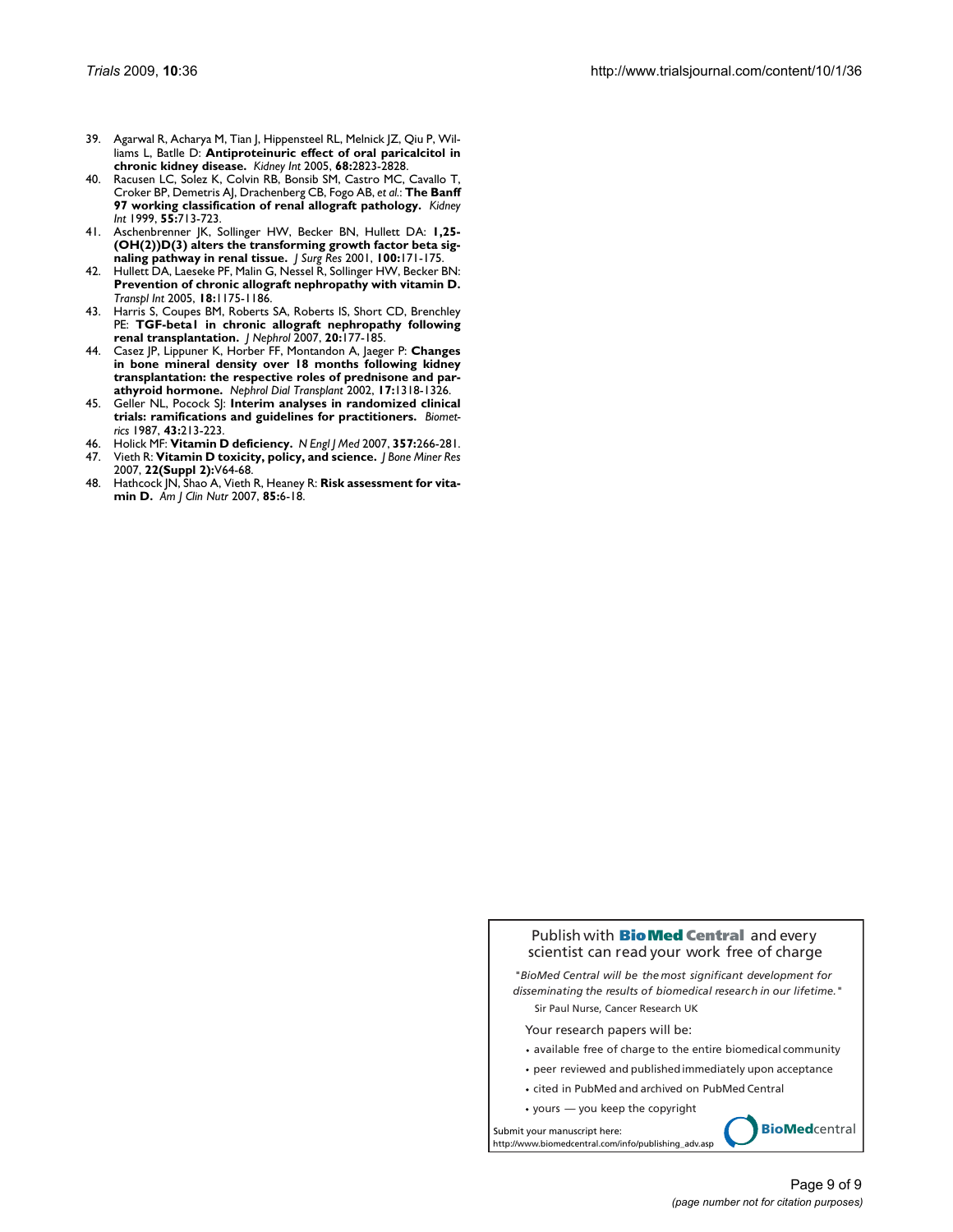39. Agarwal R, Acharya M, Tian J, Hippensteel RL, Melnick JZ, Qiu P, Williams L, Batlle D: **Antiproteinuric effect of oral paricalcitol in chronic kidney disease.** *Kidney Int* 2005, **68:**2823-2828.
40. Racusen LC, Solez K, Colvin RB, Bonsib SM, Castro MC, Cavallo T, Croker BP, Demetris AJ, Drachenberg CB, Fogo AB, *et al.*: **The Banff 97 working classification of renal allograft pathology.** *Kidney Int* 1999, **55:**713-723.
41. Aschenbrenner JK, Sollinger HW, Becker BN, Hullett DA: **1,25-(OH(2))D(3) alters the transforming growth factor beta signaling pathway in renal tissue.** *J Surg Res* 2001, **100:**171-175.
42. Hullett DA, Laeseke PF, Malin G, Nessel R, Sollinger HW, Becker BN: **Prevention of chronic allograft nephropathy with vitamin D.** *Transpl Int* 2005, **18:**1175-1186.
43. Harris S, Coupes BM, Roberts SA, Roberts IS, Short CD, Brenchley PE: **TGF-beta1 in chronic allograft nephropathy following renal transplantation.** *J Nephrol* 2007, **20:**177-185.
44. Casez JP, Lippuner K, Horber FF, Montandon A, Jaeger P: **Changes in bone mineral density over 18 months following kidney transplantation: the respective roles of prednisone and parathyroid hormone.** *Nephrol Dial Transplant* 2002, **17:**1318-1326.
45. Geller NL, Pocock SJ: **Interim analyses in randomized clinical trials: ramifications and guidelines for practitioners.** *Biometrics* 1987, **43:**213-223.
46. Holick MF: **Vitamin D deficiency.** *N Engl J Med* 2007, **357:**266-281.
47. Vieth R: **Vitamin D toxicity, policy, and science.** *J Bone Miner Res* 2007, **22(Suppl 2):**V64-68.
48. Hathcock JN, Shao A, Vieth R, Heaney R: **Risk assessment for vitamin D.** *Am J Clin Nutr* 2007, **85:**6-18.

Publish with **BioMed Central** and every scientist can read your work free of charge

*"BioMed Central will be the most significant development for disseminating the results of biomedical research in our lifetime."*

Sir Paul Nurse, Cancer Research UK

Your research papers will be:

- available free of charge to the entire biomedical community
- peer reviewed and published immediately upon acceptance
- cited in PubMed and archived on PubMed Central
- yours — you keep the copyright

Submit your manuscript here:
http://www.biomedcentral.com/info/publishing_adv.asp

**BioMed**central